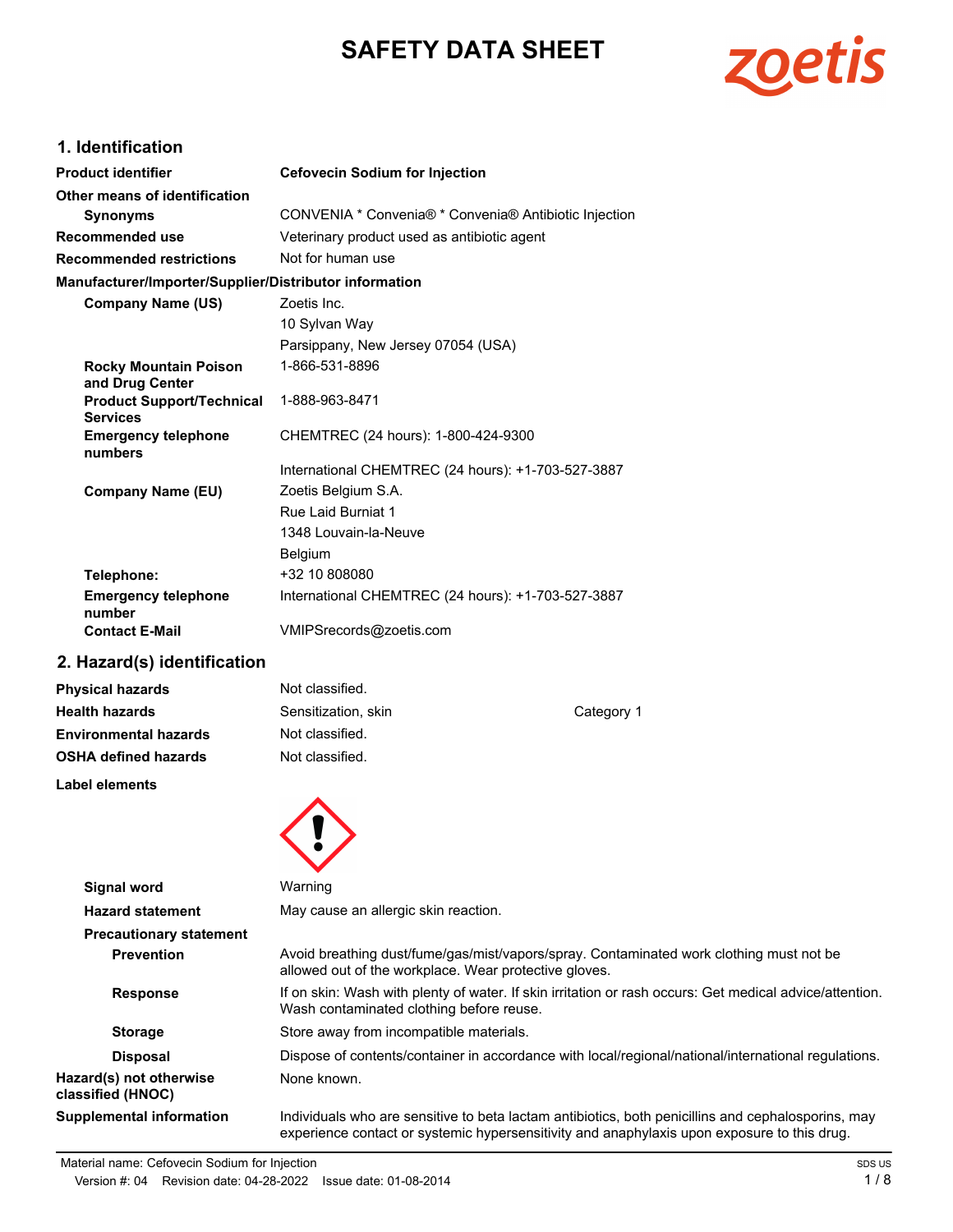# SAFETY DATA SHEET

## 1. Identification

| | |
|---|---|
| **Product identifier** | **Cefovecin Sodium for Injection** |
| **Other means of identification** | |
| **Synonyms** | CONVENIA * Convenia® * Convenia® Antibiotic Injection |
| **Recommended use** | Veterinary product used as antibiotic agent |
| **Recommended restrictions** | Not for human use |

**Manufacturer/Importer/Supplier/Distributor information**

| | |
|---|---|
| **Company Name (US)** | Zoetis Inc.<br>10 Sylvan Way<br>Parsippany, New Jersey 07054 (USA) |
| **Rocky Mountain Poison and Drug Center** | 1-866-531-8896 |
| **Product Support/Technical Services** | 1-888-963-8471 |
| **Emergency telephone numbers** | CHEMTREC (24 hours): 1-800-424-9300<br>International CHEMTREC (24 hours): +1-703-527-3887 |
| **Company Name (EU)** | Zoetis Belgium S.A.<br>Rue Laid Burniat 1<br>1348 Louvain-la-Neuve<br>Belgium |
| **Telephone:** | +32 10 808080 |
| **Emergency telephone number** | International CHEMTREC (24 hours): +1-703-527-3887 |
| **Contact E-Mail** | VMIPSrecords@zoetis.com |

## 2. Hazard(s) identification

| | | |
|---|---|---|
| **Physical hazards** | Not classified. | |
| **Health hazards** | Sensitization, skin | Category 1 |
| **Environmental hazards** | Not classified. | |
| **OSHA defined hazards** | Not classified. | |

**Label elements**

| | |
|---|---|
| **Signal word** | Warning |
| **Hazard statement** | May cause an allergic skin reaction. |
| **Precautionary statement** | |
| **Prevention** | Avoid breathing dust/fume/gas/mist/vapors/spray. Contaminated work clothing must not be allowed out of the workplace. Wear protective gloves. |
| **Response** | If on skin: Wash with plenty of water. If skin irritation or rash occurs: Get medical advice/attention. Wash contaminated clothing before reuse. |
| **Storage** | Store away from incompatible materials. |
| **Disposal** | Dispose of contents/container in accordance with local/regional/national/international regulations. |
| **Hazard(s) not otherwise classified (HNOC)** | None known. |
| **Supplemental information** | Individuals who are sensitive to beta lactam antibiotics, both penicillins and cephalosporins, may experience contact or systemic hypersensitivity and anaphylaxis upon exposure to this drug. |

Material name: Cefovecin Sodium for Injection
Version #: 04 Revision date: 04-28-2022 Issue date: 01-08-2014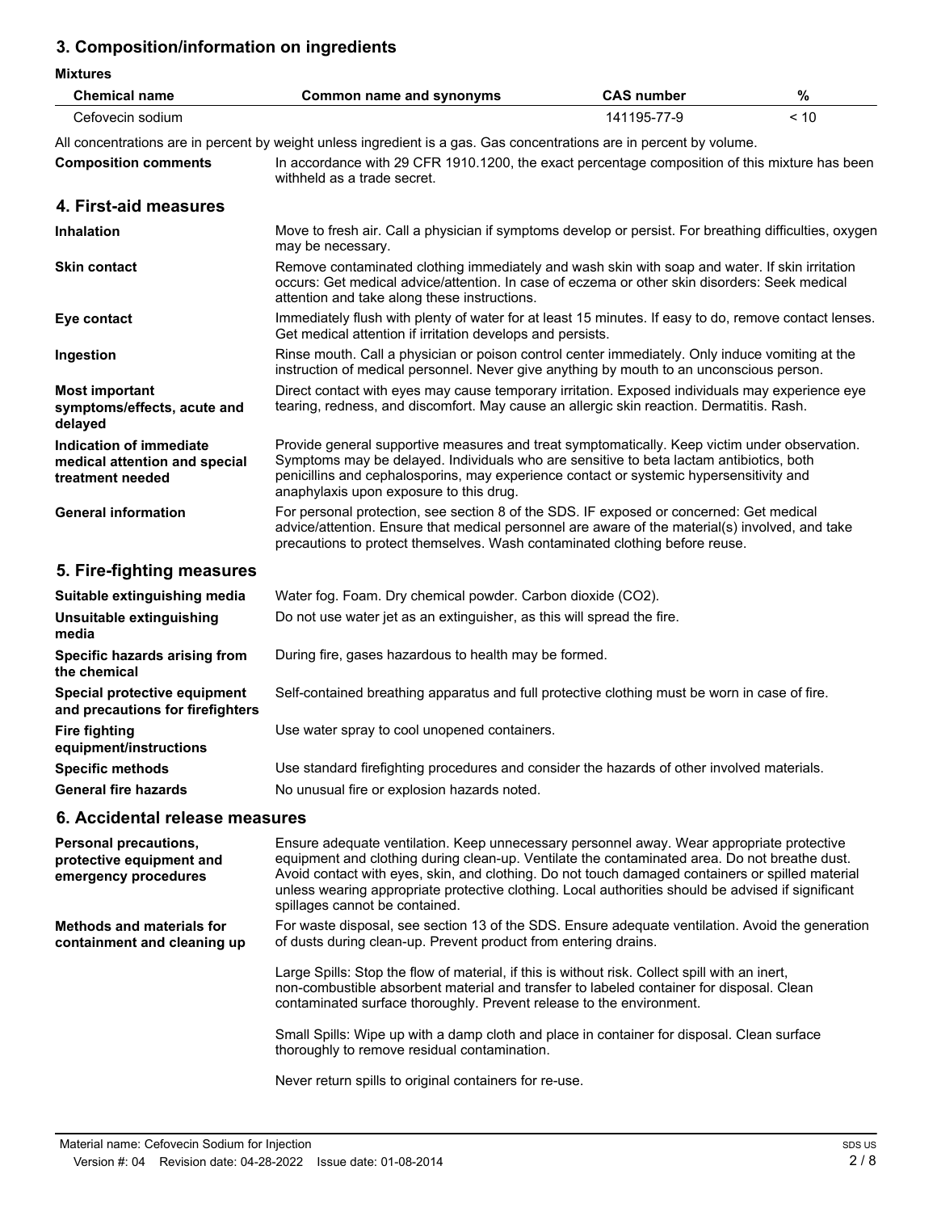## 3. Composition/information on ingredients

**Mixtures**

| Chemical name | Common name and synonyms | CAS number | % |
|---|---|---|---|
| Cefovecin sodium | | 141195-77-9 | < 10 |

All concentrations are in percent by weight unless ingredient is a gas. Gas concentrations are in percent by volume.

**Composition comments** In accordance with 29 CFR 1910.1200, the exact percentage composition of this mixture has been withheld as a trade secret.

## 4. First-aid measures

**Inhalation** Move to fresh air. Call a physician if symptoms develop or persist. For breathing difficulties, oxygen may be necessary.

**Skin contact** Remove contaminated clothing immediately and wash skin with soap and water. If skin irritation occurs: Get medical advice/attention. In case of eczema or other skin disorders: Seek medical attention and take along these instructions.

**Eye contact** Immediately flush with plenty of water for at least 15 minutes. If easy to do, remove contact lenses. Get medical attention if irritation develops and persists.

**Ingestion** Rinse mouth. Call a physician or poison control center immediately. Only induce vomiting at the instruction of medical personnel. Never give anything by mouth to an unconscious person.

**Most important symptoms/effects, acute and delayed** Direct contact with eyes may cause temporary irritation. Exposed individuals may experience eye tearing, redness, and discomfort. May cause an allergic skin reaction. Dermatitis. Rash.

**Indication of immediate medical attention and special treatment needed** Provide general supportive measures and treat symptomatically. Keep victim under observation. Symptoms may be delayed. Individuals who are sensitive to beta lactam antibiotics, both penicillins and cephalosporins, may experience contact or systemic hypersensitivity and anaphylaxis upon exposure to this drug.

**General information** For personal protection, see section 8 of the SDS. IF exposed or concerned: Get medical advice/attention. Ensure that medical personnel are aware of the material(s) involved, and take precautions to protect themselves. Wash contaminated clothing before reuse.

## 5. Fire-fighting measures

**Suitable extinguishing media** Water fog. Foam. Dry chemical powder. Carbon dioxide ($CO_2$).

**Unsuitable extinguishing media** Do not use water jet as an extinguisher, as this will spread the fire.

**Specific hazards arising from the chemical** During fire, gases hazardous to health may be formed.

**Special protective equipment and precautions for firefighters** Self-contained breathing apparatus and full protective clothing must be worn in case of fire.

**Fire fighting equipment/instructions** Use water spray to cool unopened containers.

**Specific methods** Use standard firefighting procedures and consider the hazards of other involved materials.

**General fire hazards** No unusual fire or explosion hazards noted.

## 6. Accidental release measures

**Personal precautions, protective equipment and emergency procedures** Ensure adequate ventilation. Keep unnecessary personnel away. Wear appropriate protective equipment and clothing during clean-up. Ventilate the contaminated area. Do not breathe dust. Avoid contact with eyes, skin, and clothing. Do not touch damaged containers or spilled material unless wearing appropriate protective clothing. Local authorities should be advised if significant spillages cannot be contained.

**Methods and materials for containment and cleaning up** For waste disposal, see section 13 of the SDS. Ensure adequate ventilation. Avoid the generation of dusts during clean-up. Prevent product from entering drains.

Large Spills: Stop the flow of material, if this is without risk. Collect spill with an inert, non-combustible absorbent material and transfer to labeled container for disposal. Clean contaminated surface thoroughly. Prevent release to the environment.

Small Spills: Wipe up with a damp cloth and place in container for disposal. Clean surface thoroughly to remove residual contamination.

Never return spills to original containers for re-use.

Material name: Cefovecin Sodium for Injection

Version #: 04 Revision date: 04-28-2022 Issue date: 01-08-2014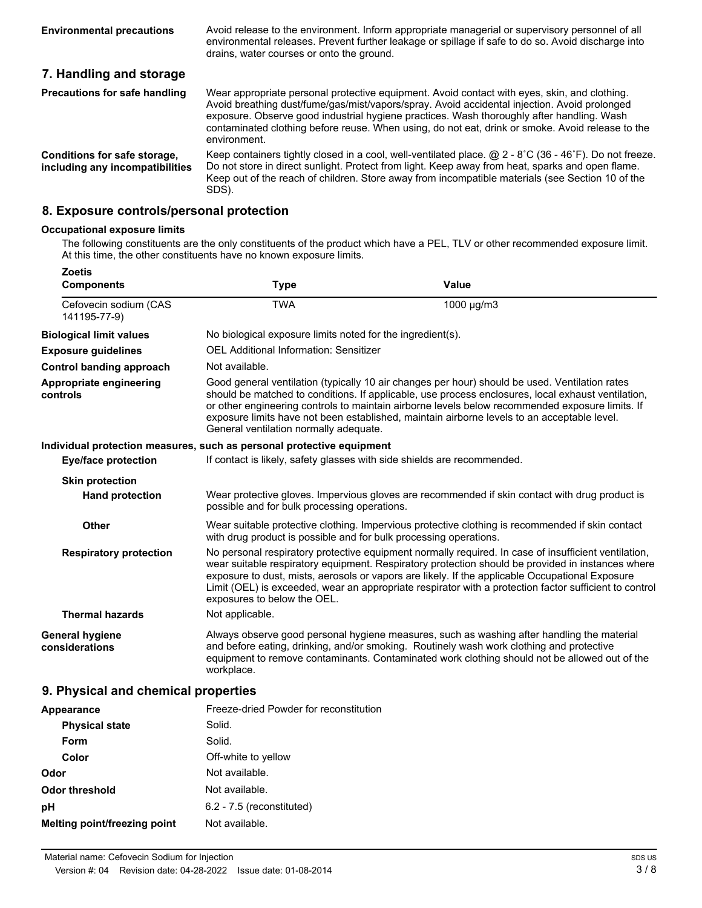**Environmental precautions** Avoid release to the environment. Inform appropriate managerial or supervisory personnel of all environmental releases. Prevent further leakage or spillage if safe to do so. Avoid discharge into drains, water courses or onto the ground.

## 7. Handling and storage

**Precautions for safe handling** Wear appropriate personal protective equipment. Avoid contact with eyes, skin, and clothing. Avoid breathing dust/fume/gas/mist/vapors/spray. Avoid accidental injection. Avoid prolonged exposure. Observe good industrial hygiene practices. Wash thoroughly after handling. Wash contaminated clothing before reuse. When using, do not eat, drink or smoke. Avoid release to the environment.

**Conditions for safe storage, including any incompatibilities** Keep containers tightly closed in a cool, well-ventilated place. @ 2 - 8˚C (36 - 46˚F). Do not freeze. Do not store in direct sunlight. Protect from light. Keep away from heat, sparks and open flame. Keep out of the reach of children. Store away from incompatible materials (see Section 10 of the SDS).

## 8. Exposure controls/personal protection

**Occupational exposure limits**

The following constituents are the only constituents of the product which have a PEL, TLV or other recommended exposure limit. At this time, the other constituents have no known exposure limits.

**Zoetis**

| Components | Type | Value |
|---|---|---|
| Cefovecin sodium (CAS 141195-77-9) | TWA | 1000 µg/m3 |

**Biological limit values** No biological exposure limits noted for the ingredient(s).

**Exposure guidelines** OEL Additional Information: Sensitizer

**Control banding approach** Not available.

**Appropriate engineering controls** Good general ventilation (typically 10 air changes per hour) should be used. Ventilation rates should be matched to conditions. If applicable, use process enclosures, local exhaust ventilation, or other engineering controls to maintain airborne levels below recommended exposure limits. If exposure limits have not been established, maintain airborne levels to an acceptable level. General ventilation normally adequate.

**Individual protection measures, such as personal protective equipment**

**Eye/face protection** If contact is likely, safety glasses with side shields are recommended.

**Skin protection**

**Hand protection** Wear protective gloves. Impervious gloves are recommended if skin contact with drug product is possible and for bulk processing operations.

**Other** Wear suitable protective clothing. Impervious protective clothing is recommended if skin contact with drug product is possible and for bulk processing operations.

**Respiratory protection** No personal respiratory protective equipment normally required. In case of insufficient ventilation, wear suitable respiratory equipment. Respiratory protection should be provided in instances where exposure to dust, mists, aerosols or vapors are likely. If the applicable Occupational Exposure Limit (OEL) is exceeded, wear an appropriate respirator with a protection factor sufficient to control exposures to below the OEL.

**Thermal hazards** Not applicable.

**General hygiene considerations** Always observe good personal hygiene measures, such as washing after handling the material and before eating, drinking, and/or smoking. Routinely wash work clothing and protective equipment to remove contaminants. Contaminated work clothing should not be allowed out of the workplace.

## 9. Physical and chemical properties

**Appearance** Freeze-dried Powder for reconstitution

**Physical state** Solid.

**Form** Solid.

**Color** Off-white to yellow

**Odor** Not available.

**Odor threshold** Not available.

**pH** 6.2 - 7.5 (reconstituted)

**Melting point/freezing point** Not available.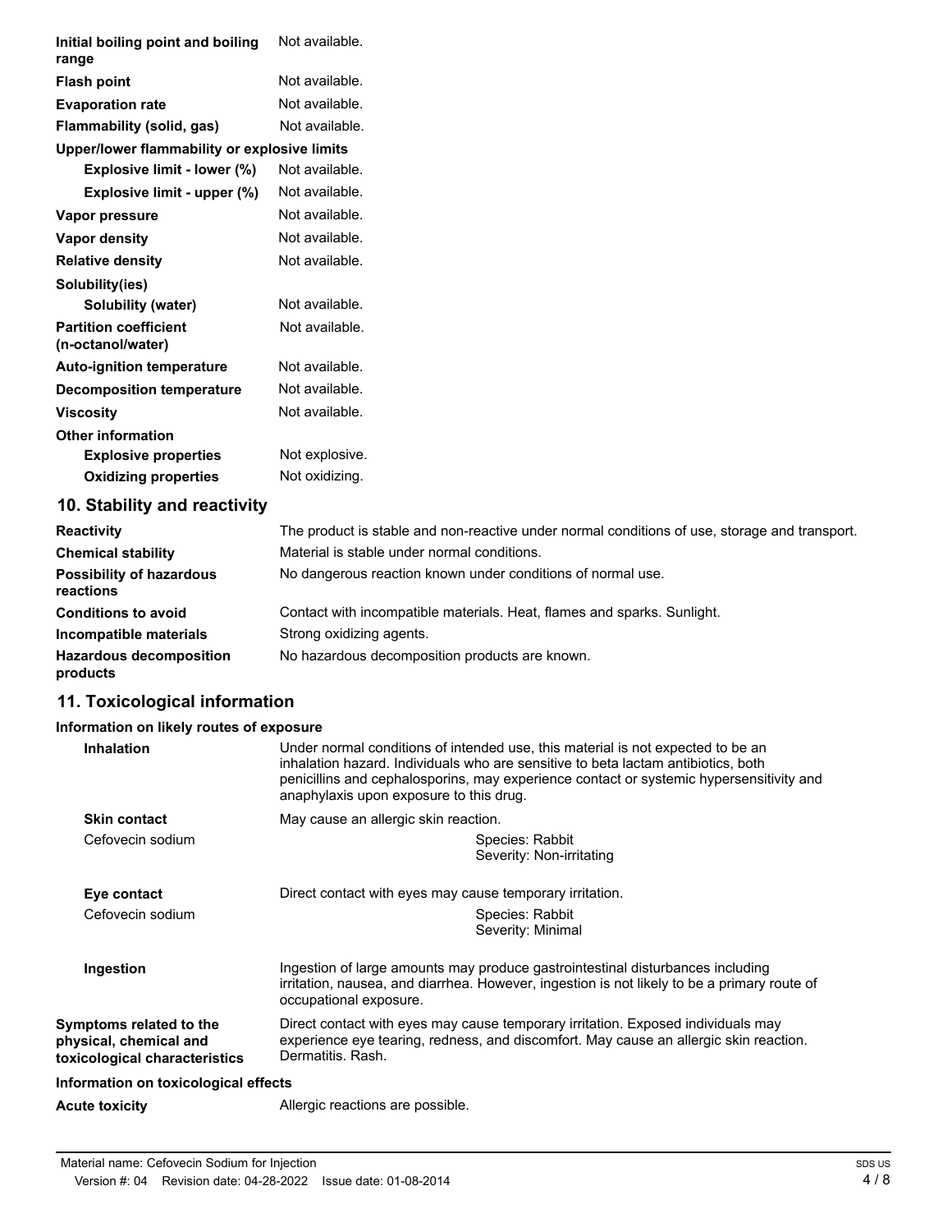| | |
|---|---|
| **Initial boiling point and boiling range** | Not available. |
| **Flash point** | Not available. |
| **Evaporation rate** | Not available. |
| **Flammability (solid, gas)** | Not available. |
| **Upper/lower flammability or explosive limits** | |
| **Explosive limit - lower (%)** | Not available. |
| **Explosive limit - upper (%)** | Not available. |
| **Vapor pressure** | Not available. |
| **Vapor density** | Not available. |
| **Relative density** | Not available. |
| **Solubility(ies)** | |
| **Solubility (water)** | Not available. |
| **Partition coefficient (n-octanol/water)** | Not available. |
| **Auto-ignition temperature** | Not available. |
| **Decomposition temperature** | Not available. |
| **Viscosity** | Not available. |
| **Other information** | |
| **Explosive properties** | Not explosive. |
| **Oxidizing properties** | Not oxidizing. |

## 10. Stability and reactivity

| | |
|---|---|
| **Reactivity** | The product is stable and non-reactive under normal conditions of use, storage and transport. |
| **Chemical stability** | Material is stable under normal conditions. |
| **Possibility of hazardous reactions** | No dangerous reaction known under conditions of normal use. |
| **Conditions to avoid** | Contact with incompatible materials. Heat, flames and sparks. Sunlight. |
| **Incompatible materials** | Strong oxidizing agents. |
| **Hazardous decomposition products** | No hazardous decomposition products are known. |

## 11. Toxicological information

**Information on likely routes of exposure**

| | |
|---|---|
| **Inhalation** | Under normal conditions of intended use, this material is not expected to be an inhalation hazard. Individuals who are sensitive to beta lactam antibiotics, both penicillins and cephalosporins, may experience contact or systemic hypersensitivity and anaphylaxis upon exposure to this drug. |
| **Skin contact** | May cause an allergic skin reaction. |
| Cefovecin sodium | Species: Rabbit<br>Severity: Non-irritating |
| **Eye contact** | Direct contact with eyes may cause temporary irritation. |
| Cefovecin sodium | Species: Rabbit<br>Severity: Minimal |
| **Ingestion** | Ingestion of large amounts may produce gastrointestinal disturbances including irritation, nausea, and diarrhea. However, ingestion is not likely to be a primary route of occupational exposure. |
| **Symptoms related to the physical, chemical and toxicological characteristics** | Direct contact with eyes may cause temporary irritation. Exposed individuals may experience eye tearing, redness, and discomfort. May cause an allergic skin reaction. Dermatitis. Rash. |

**Information on toxicological effects**

| | |
|---|---|
| **Acute toxicity** | Allergic reactions are possible. |

Material name: Cefovecin Sodium for Injection
Version #: 04 Revision date: 04-28-2022 Issue date: 01-08-2014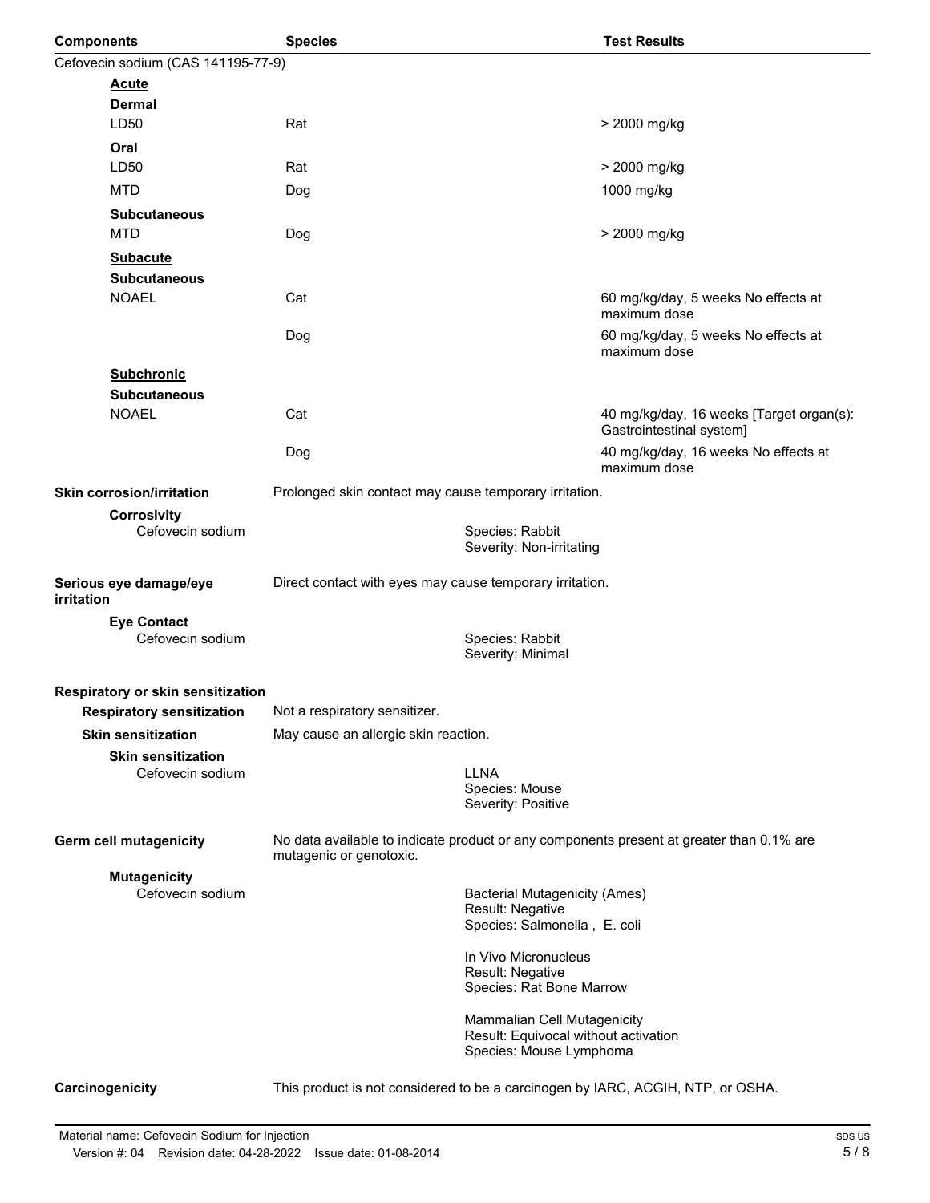| Components | Species | Test Results |
| --- | --- | --- |
| Cefovecin sodium (CAS 141195-77-9) | | |
| **Acute** | | |
| **Dermal** | | |
| LD50 | Rat | > 2000 mg/kg |
| **Oral** | | |
| LD50 | Rat | > 2000 mg/kg |
| MTD | Dog | 1000 mg/kg |
| **Subcutaneous** | | |
| MTD | Dog | > 2000 mg/kg |
| **Subacute** | | |
| **Subcutaneous** | | |
| NOAEL | Cat | 60 mg/kg/day, 5 weeks No effects at maximum dose |
| | Dog | 60 mg/kg/day, 5 weeks No effects at maximum dose |
| **Subchronic** | | |
| **Subcutaneous** | | |
| NOAEL | Cat | 40 mg/kg/day, 16 weeks [Target organ(s): Gastrointestinal system] |
| | Dog | 40 mg/kg/day, 16 weeks No effects at maximum dose |

**Skin corrosion/irritation** Prolonged skin contact may cause temporary irritation.

**Corrosivity**

Cefovecin sodium

Species: Rabbit
Severity: Non-irritating

**Serious eye damage/eye irritation** Direct contact with eyes may cause temporary irritation.

**Eye Contact**

Cefovecin sodium

Species: Rabbit
Severity: Minimal

**Respiratory or skin sensitization**

**Respiratory sensitization** Not a respiratory sensitizer.

**Skin sensitization** May cause an allergic skin reaction.

**Skin sensitization**

Cefovecin sodium

LLNA
Species: Mouse
Severity: Positive

**Germ cell mutagenicity** No data available to indicate product or any components present at greater than 0.1% are mutagenic or genotoxic.

**Mutagenicity**

Cefovecin sodium

Bacterial Mutagenicity (Ames)
Result: Negative
Species: Salmonella , E. coli

In Vivo Micronucleus
Result: Negative
Species: Rat Bone Marrow

Mammalian Cell Mutagenicity
Result: Equivocal without activation
Species: Mouse Lymphoma

**Carcinogenicity** This product is not considered to be a carcinogen by IARC, ACGIH, NTP, or OSHA.

Material name: Cefovecin Sodium for Injection
Version #: 04 Revision date: 04-28-2022 Issue date: 01-08-2014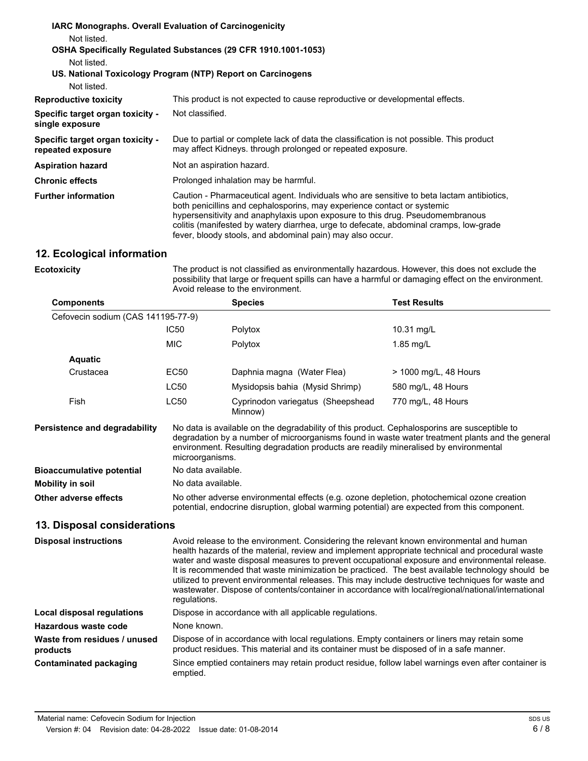**IARC Monographs. Overall Evaluation of Carcinogenicity**

Not listed.

**OSHA Specifically Regulated Substances (29 CFR 1910.1001-1053)**

Not listed.

**US. National Toxicology Program (NTP) Report on Carcinogens**

Not listed.

**Reproductive toxicity** This product is not expected to cause reproductive or developmental effects.

**Specific target organ toxicity - single exposure** Not classified.

**Specific target organ toxicity - repeated exposure** Due to partial or complete lack of data the classification is not possible. This product may affect Kidneys. through prolonged or repeated exposure.

**Aspiration hazard** Not an aspiration hazard.

**Chronic effects** Prolonged inhalation may be harmful.

**Further information** Caution - Pharmaceutical agent. Individuals who are sensitive to beta lactam antibiotics, both penicillins and cephalosporins, may experience contact or systemic hypersensitivity and anaphylaxis upon exposure to this drug. Pseudomembranous colitis (manifested by watery diarrhea, urge to defecate, abdominal cramps, low-grade fever, bloody stools, and abdominal pain) may also occur.

## 12. Ecological information

**Ecotoxicity** The product is not classified as environmentally hazardous. However, this does not exclude the possibility that large or frequent spills can have a harmful or damaging effect on the environment. Avoid release to the environment.

| Components | | Species | Test Results |
|---|---|---|---|
| Cefovecin sodium (CAS 141195-77-9) | | | |
| | IC50 | Polytox | 10.31 mg/L |
| | MIC | Polytox | 1.85 mg/L |
| **Aquatic** | | | |
| Crustacea | EC50 | Daphnia magna (Water Flea) | > 1000 mg/L, 48 Hours |
| | LC50 | Mysidopsis bahia (Mysid Shrimp) | 580 mg/L, 48 Hours |
| Fish | LC50 | Cyprinodon variegatus (Sheepshead Minnow) | 770 mg/L, 48 Hours |

**Persistence and degradability** No data is available on the degradability of this product. Cephalosporins are susceptible to degradation by a number of microorganisms found in waste water treatment plants and the general environment. Resulting degradation products are readily mineralised by environmental microorganisms.

**Bioaccumulative potential** No data available.

**Mobility in soil** No data available.

**Other adverse effects** No other adverse environmental effects (e.g. ozone depletion, photochemical ozone creation potential, endocrine disruption, global warming potential) are expected from this component.

## 13. Disposal considerations

**Disposal instructions** Avoid release to the environment. Considering the relevant known environmental and human health hazards of the material, review and implement appropriate technical and procedural waste water and waste disposal measures to prevent occupational exposure and environmental release. It is recommended that waste minimization be practiced. The best available technology should be utilized to prevent environmental releases. This may include destructive techniques for waste and wastewater. Dispose of contents/container in accordance with local/regional/national/international regulations.

**Local disposal regulations** Dispose in accordance with all applicable regulations.

**Hazardous waste code** None known.

**Waste from residues / unused products** Dispose of in accordance with local regulations. Empty containers or liners may retain some product residues. This material and its container must be disposed of in a safe manner.

**Contaminated packaging** Since emptied containers may retain product residue, follow label warnings even after container is emptied.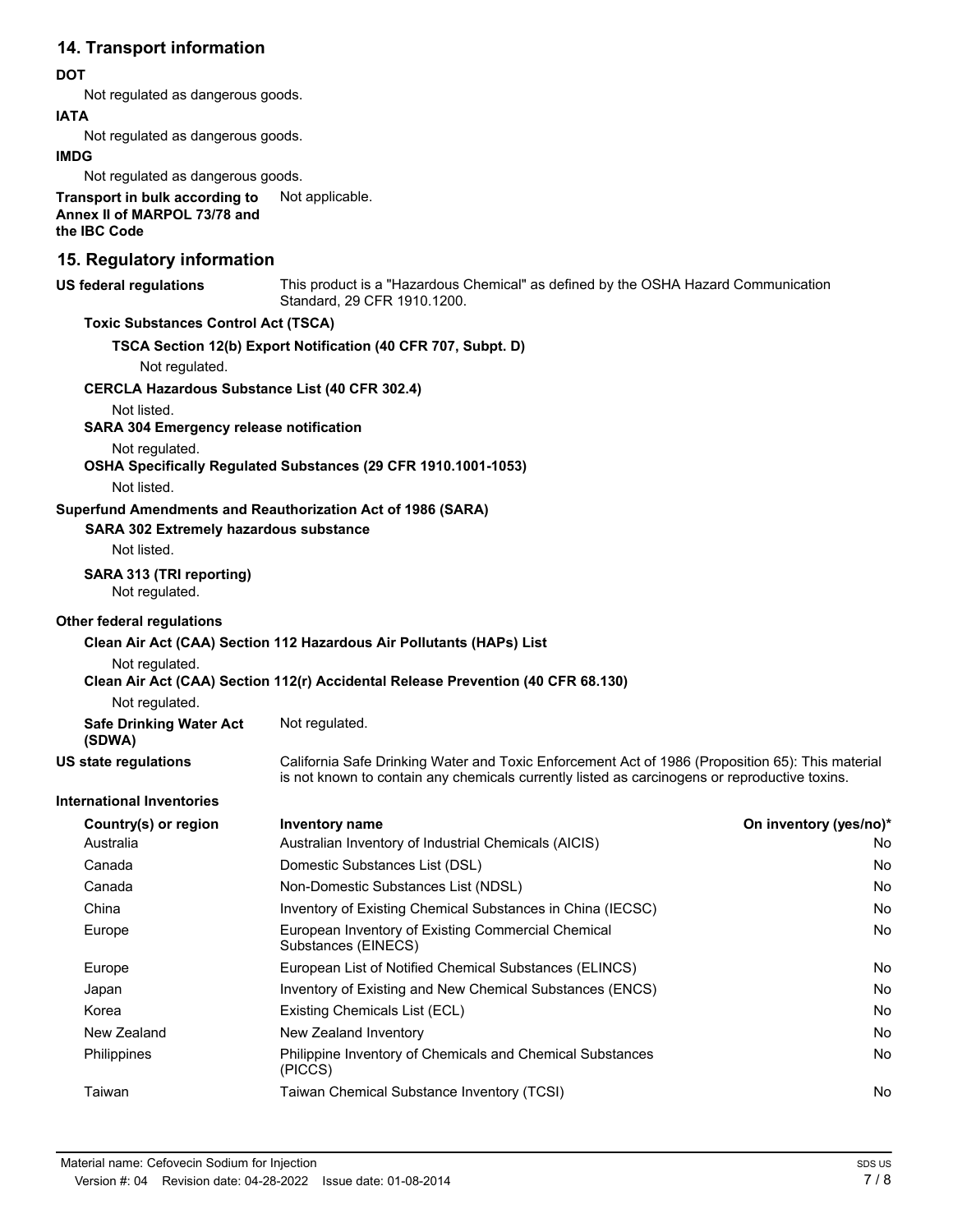## 14. Transport information

**DOT**

Not regulated as dangerous goods.

**IATA**

Not regulated as dangerous goods.

**IMDG**

Not regulated as dangerous goods.

**Transport in bulk according to Annex II of MARPOL 73/78 and the IBC Code** Not applicable.

## 15. Regulatory information

**US federal regulations** This product is a "Hazardous Chemical" as defined by the OSHA Hazard Communication Standard, 29 CFR 1910.1200.

**Toxic Substances Control Act (TSCA)**

**TSCA Section 12(b) Export Notification (40 CFR 707, Subpt. D)**

Not regulated.

**CERCLA Hazardous Substance List (40 CFR 302.4)**

Not listed.

**SARA 304 Emergency release notification**

Not regulated.

**OSHA Specifically Regulated Substances (29 CFR 1910.1001-1053)**

Not listed.

**Superfund Amendments and Reauthorization Act of 1986 (SARA)**

**SARA 302 Extremely hazardous substance**

Not listed.

**SARA 313 (TRI reporting)**

Not regulated.

**Other federal regulations**

**Clean Air Act (CAA) Section 112 Hazardous Air Pollutants (HAPs) List**

Not regulated.

**Clean Air Act (CAA) Section 112(r) Accidental Release Prevention (40 CFR 68.130)**

Not regulated.

**Safe Drinking Water Act (SDWA)** Not regulated.

**US state regulations** California Safe Drinking Water and Toxic Enforcement Act of 1986 (Proposition 65): This material is not known to contain any chemicals currently listed as carcinogens or reproductive toxins.

**International Inventories**

| Country(s) or region | Inventory name | On inventory (yes/no)* |
|---|---|---|
| Australia | Australian Inventory of Industrial Chemicals (AICIS) | No |
| Canada | Domestic Substances List (DSL) | No |
| Canada | Non-Domestic Substances List (NDSL) | No |
| China | Inventory of Existing Chemical Substances in China (IECSC) | No |
| Europe | European Inventory of Existing Commercial Chemical Substances (EINECS) | No |
| Europe | European List of Notified Chemical Substances (ELINCS) | No |
| Japan | Inventory of Existing and New Chemical Substances (ENCS) | No |
| Korea | Existing Chemicals List (ECL) | No |
| New Zealand | New Zealand Inventory | No |
| Philippines | Philippine Inventory of Chemicals and Chemical Substances (PICCS) | No |
| Taiwan | Taiwan Chemical Substance Inventory (TCSI) | No |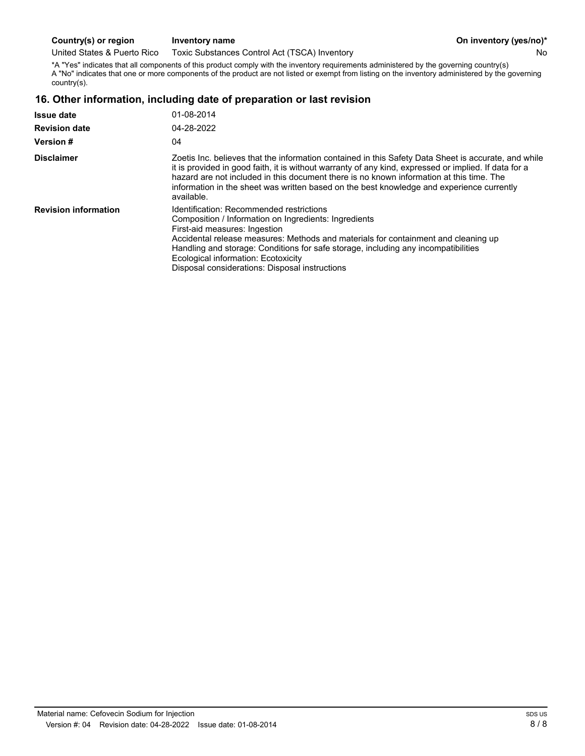| Country(s) or region | Inventory name | On inventory (yes/no)* |
|---|---|---|
| United States & Puerto Rico | Toxic Substances Control Act (TSCA) Inventory | No |

*A "Yes" indicates that all components of this product comply with the inventory requirements administered by the governing country(s)
A "No" indicates that one or more components of the product are not listed or exempt from listing on the inventory administered by the governing country(s).

## 16. Other information, including date of preparation or last revision

| | |
|---|---|
| **Issue date** | 01-08-2014 |
| **Revision date** | 04-28-2022 |
| **Version #** | 04 |
| **Disclaimer** | Zoetis Inc. believes that the information contained in this Safety Data Sheet is accurate, and while it is provided in good faith, it is without warranty of any kind, expressed or implied. If data for a hazard are not included in this document there is no known information at this time. The information in the sheet was written based on the best knowledge and experience currently available. |
| **Revision information** | Identification: Recommended restrictions<br>Composition / Information on Ingredients: Ingredients<br>First-aid measures: Ingestion<br>Accidental release measures: Methods and materials for containment and cleaning up<br>Handling and storage: Conditions for safe storage, including any incompatibilities<br>Ecological information: Ecotoxicity<br>Disposal considerations: Disposal instructions |